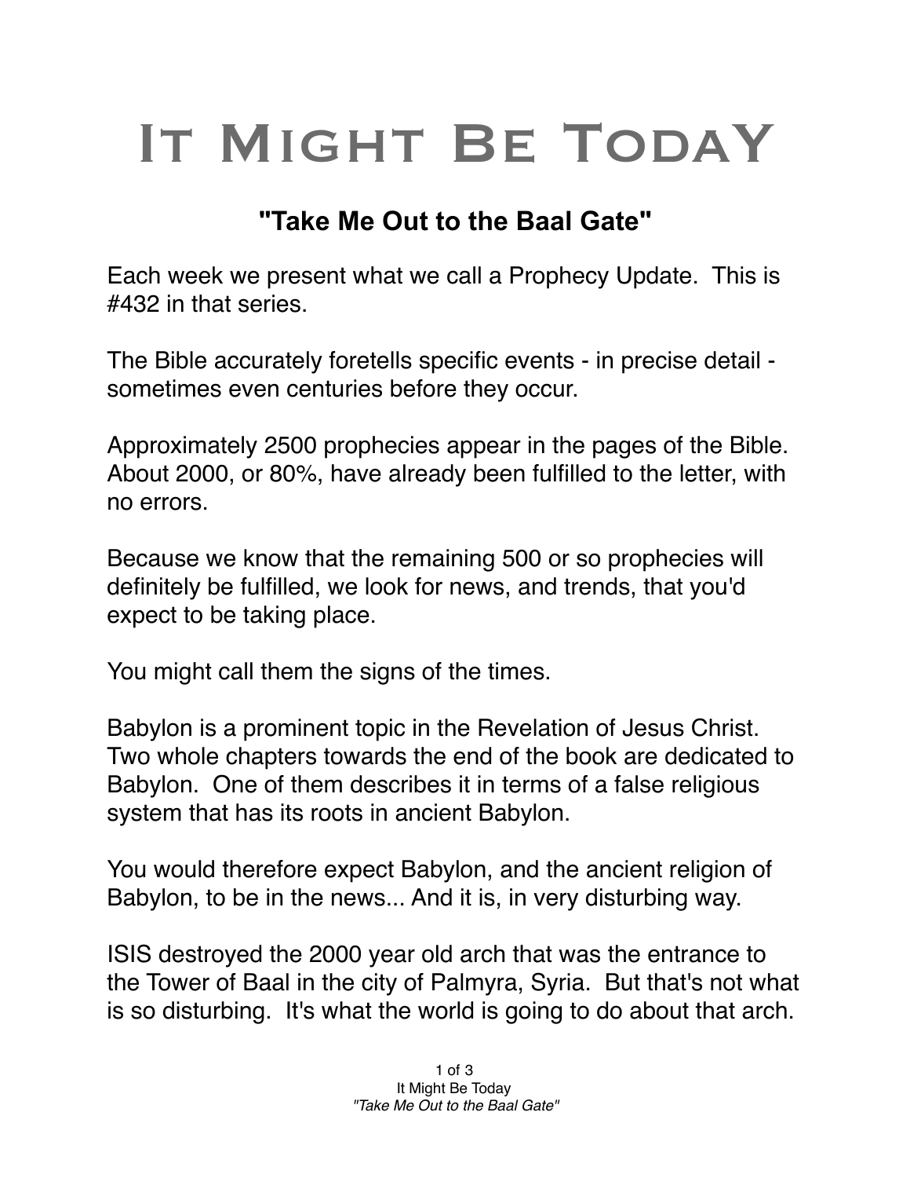# It Might Be Today

## "Take Me Out to the Baal Gate"

Each week we present what we call a Prophecy Update. This is #432 in that series.

The Bible accurately foretells specific events - in precise detail - sometimes even centuries before they occur.

Approximately 2500 prophecies appear in the pages of the Bible. About 2000, or 80%, have already been fulfilled to the letter, with no errors.

Because we know that the remaining 500 or so prophecies will definitely be fulfilled, we look for news, and trends, that you'd expect to be taking place.

You might call them the signs of the times.

Babylon is a prominent topic in the Revelation of Jesus Christ. Two whole chapters towards the end of the book are dedicated to Babylon. One of them describes it in terms of a false religious system that has its roots in ancient Babylon.

You would therefore expect Babylon, and the ancient religion of Babylon, to be in the news... And it is, in very disturbing way.

ISIS destroyed the 2000 year old arch that was the entrance to the Tower of Baal in the city of Palmyra, Syria. But that's not what is so disturbing. It's what the world is going to do about that arch.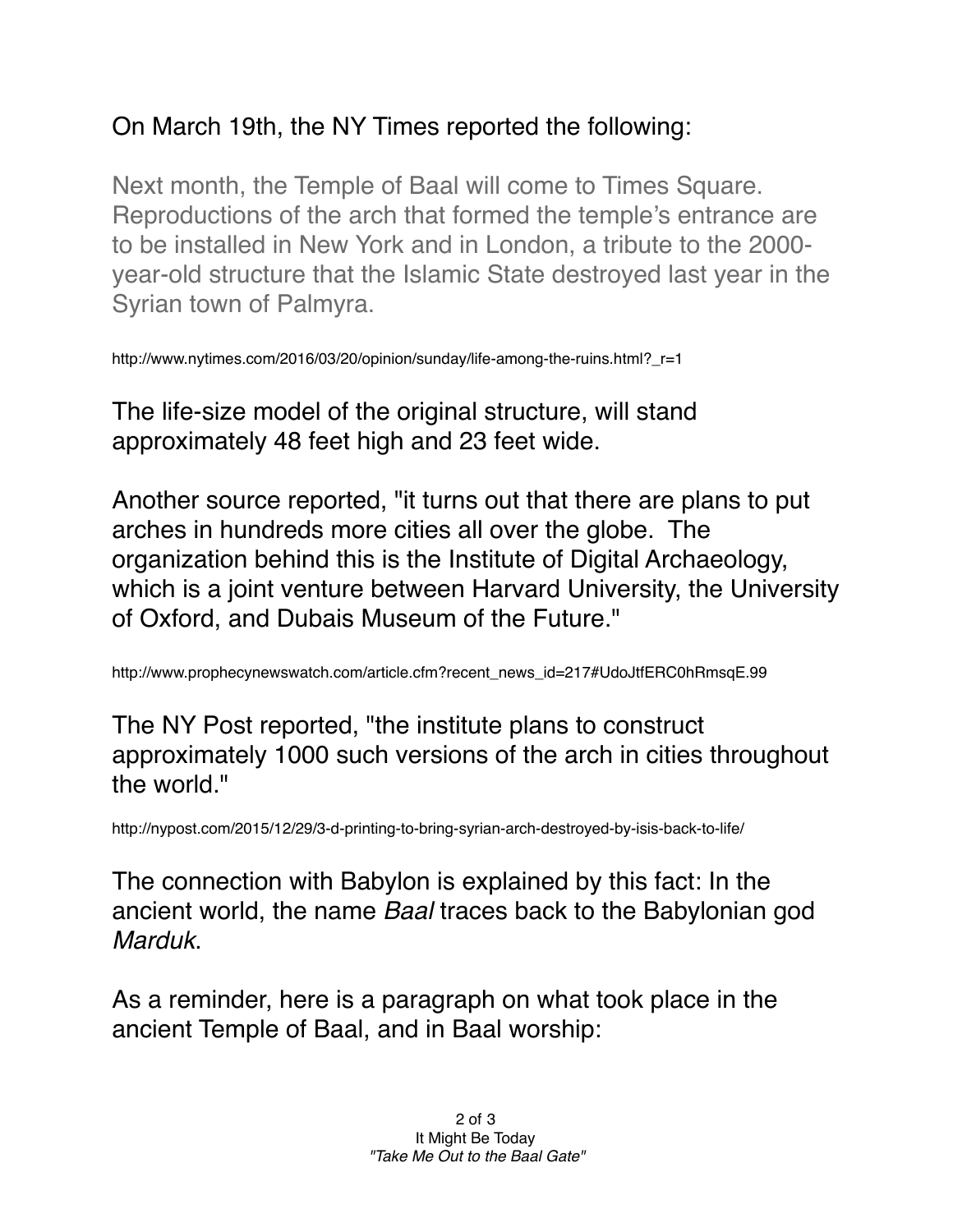On March 19th, the NY Times reported the following:

> Next month, the Temple of Baal will come to Times Square. Reproductions of the arch that formed the temple's entrance are to be installed in New York and in London, a tribute to the 2000-year-old structure that the Islamic State destroyed last year in the Syrian town of Palmyra.

http://www.nytimes.com/2016/03/20/opinion/sunday/life-among-the-ruins.html?_r=1

The life-size model of the original structure, will stand approximately 48 feet high and 23 feet wide.

Another source reported, "it turns out that there are plans to put arches in hundreds more cities all over the globe. The organization behind this is the Institute of Digital Archaeology, which is a joint venture between Harvard University, the University of Oxford, and Dubais Museum of the Future."

http://www.prophecynewswatch.com/article.cfm?recent_news_id=217#UdoJtfERC0hRmsqE.99

The NY Post reported, "the institute plans to construct approximately 1000 such versions of the arch in cities throughout the world."

http://nypost.com/2015/12/29/3-d-printing-to-bring-syrian-arch-destroyed-by-isis-back-to-life/

The connection with Babylon is explained by this fact: In the ancient world, the name *Baal* traces back to the Babylonian god *Marduk*.

As a reminder, here is a paragraph on what took place in the ancient Temple of Baal, and in Baal worship: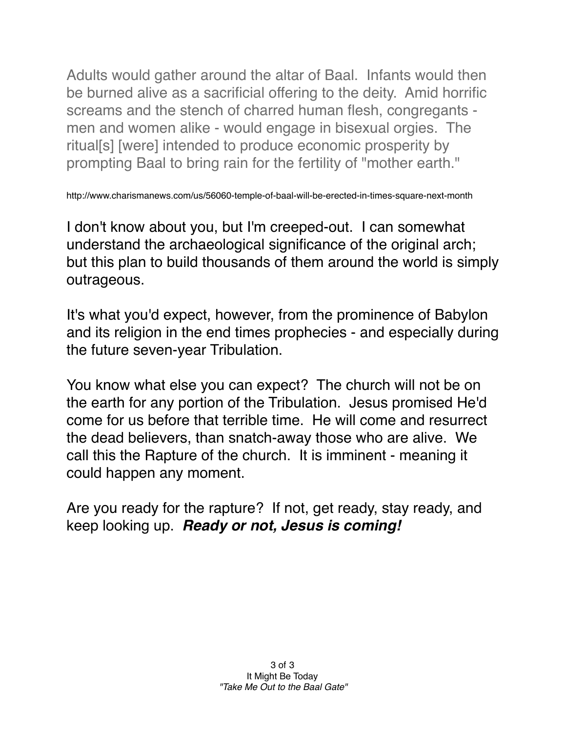> Adults would gather around the altar of Baal. Infants would then be burned alive as a sacrificial offering to the deity. Amid horrific screams and the stench of charred human flesh, congregants - men and women alike - would engage in bisexual orgies. The ritual[s] [were] intended to produce economic prosperity by prompting Baal to bring rain for the fertility of "mother earth."

http://www.charismanews.com/us/56060-temple-of-baal-will-be-erected-in-times-square-next-month

I don't know about you, but I'm creeped-out. I can somewhat understand the archaeological significance of the original arch; but this plan to build thousands of them around the world is simply outrageous.

It's what you'd expect, however, from the prominence of Babylon and its religion in the end times prophecies - and especially during the future seven-year Tribulation.

You know what else you can expect? The church will not be on the earth for any portion of the Tribulation. Jesus promised He'd come for us before that terrible time. He will come and resurrect the dead believers, than snatch-away those who are alive. We call this the Rapture of the church. It is imminent - meaning it could happen any moment.

Are you ready for the rapture? If not, get ready, stay ready, and keep looking up. ***Ready or not, Jesus is coming!***